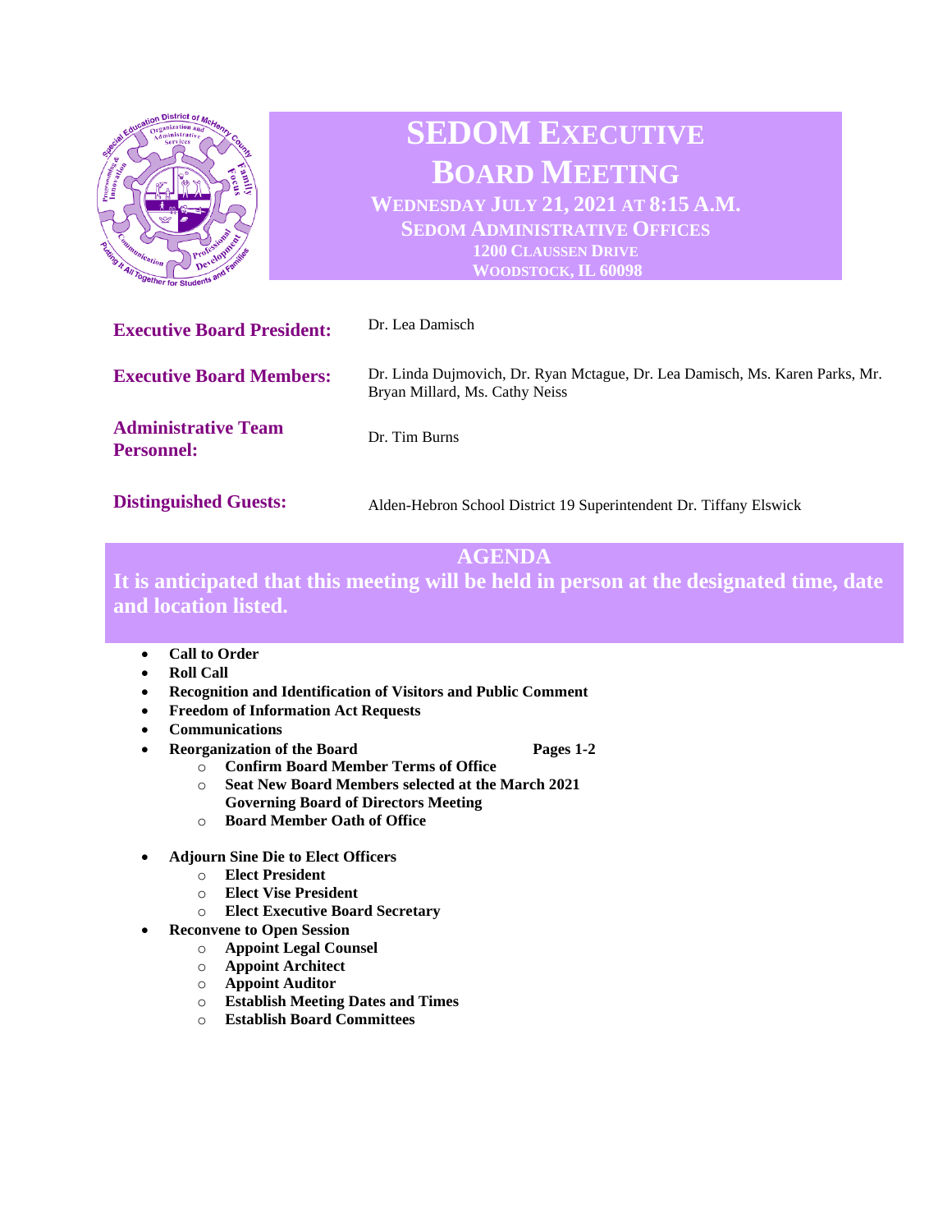# SEDOM EXECUTIVE BOARD MEETING

**WEDNESDAY JULY 21, 2021 AT 8:15 A.M.**
**SEDOM ADMINISTRATIVE OFFICES**
**1200 CLAUSSEN DRIVE**
**WOODSTOCK, IL 60098**

**Executive Board President:** Dr. Lea Damisch

**Executive Board Members:** Dr. Linda Dujmovich, Dr. Ryan Mctague, Dr. Lea Damisch, Ms. Karen Parks, Mr. Bryan Millard, Ms. Cathy Neiss

**Administrative Team Personnel:** Dr. Tim Burns

**Distinguished Guests:** Alden-Hebron School District 19 Superintendent Dr. Tiffany Elswick

## AGENDA

**It is anticipated that this meeting will be held in person at the designated time, date and location listed.**

- **Call to Order**
- **Roll Call**
- **Recognition and Identification of Visitors and Public Comment**
- **Freedom of Information Act Requests**
- **Communications**
- **Reorganization of the Board** Pages 1-2
  - **Confirm Board Member Terms of Office**
  - **Seat New Board Members selected at the March 2021 Governing Board of Directors Meeting**
  - **Board Member Oath of Office**
- **Adjourn Sine Die to Elect Officers**
  - **Elect President**
  - **Elect Vise President**
  - **Elect Executive Board Secretary**
- **Reconvene to Open Session**
  - **Appoint Legal Counsel**
  - **Appoint Architect**
  - **Appoint Auditor**
  - **Establish Meeting Dates and Times**
  - **Establish Board Committees**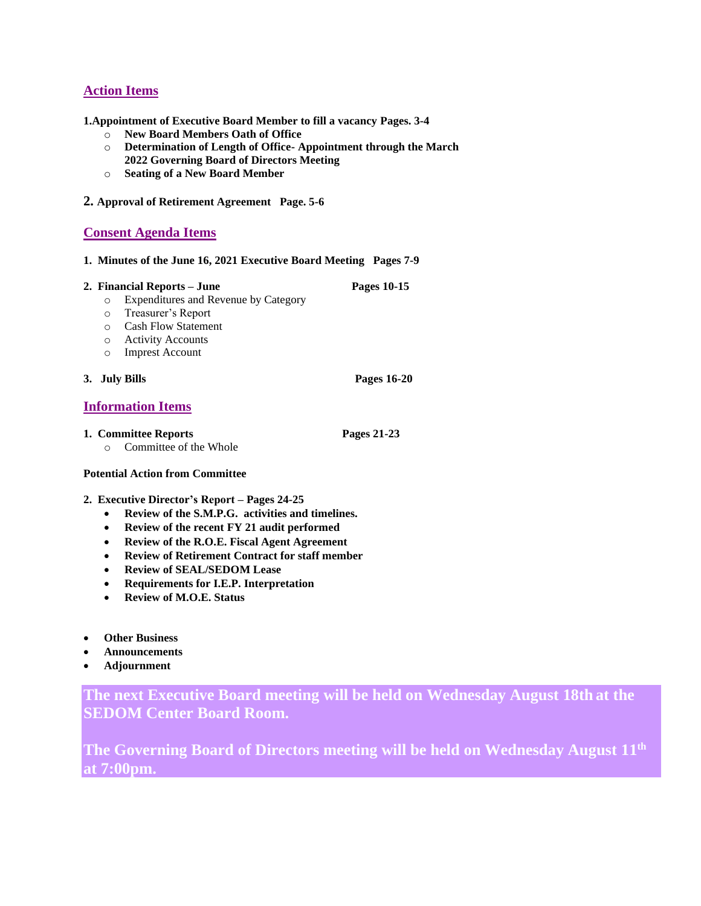## Action Items

**1.Appointment of Executive Board Member to fill a vacancy Pages. 3-4**

- **New Board Members Oath of Office**
- **Determination of Length of Office- Appointment through the March 2022 Governing Board of Directors Meeting**
- **Seating of a New Board Member**

**2. Approval of Retirement Agreement Page. 5-6**

## Consent Agenda Items

**1. Minutes of the June 16, 2021 Executive Board Meeting Pages 7-9**

**2. Financial Reports – June Pages 10-15**

- Expenditures and Revenue by Category
- Treasurer's Report
- Cash Flow Statement
- Activity Accounts
- Imprest Account

**3. July Bills Pages 16-20**

## Information Items

**1. Committee Reports Pages 21-23**

- Committee of the Whole

**Potential Action from Committee**

**2. Executive Director's Report – Pages 24-25**

- **Review of the S.M.P.G. activities and timelines.**
- **Review of the recent FY 21 audit performed**
- **Review of the R.O.E. Fiscal Agent Agreement**
- **Review of Retirement Contract for staff member**
- **Review of SEAL/SEDOM Lease**
- **Requirements for I.E.P. Interpretation**
- **Review of M.O.E. Status**

- **Other Business**
- **Announcements**
- **Adjournment**

**The next Executive Board meeting will be held on Wednesday August 18th at the SEDOM Center Board Room.**

**The Governing Board of Directors meeting will be held on Wednesday August 11th at 7:00pm.**